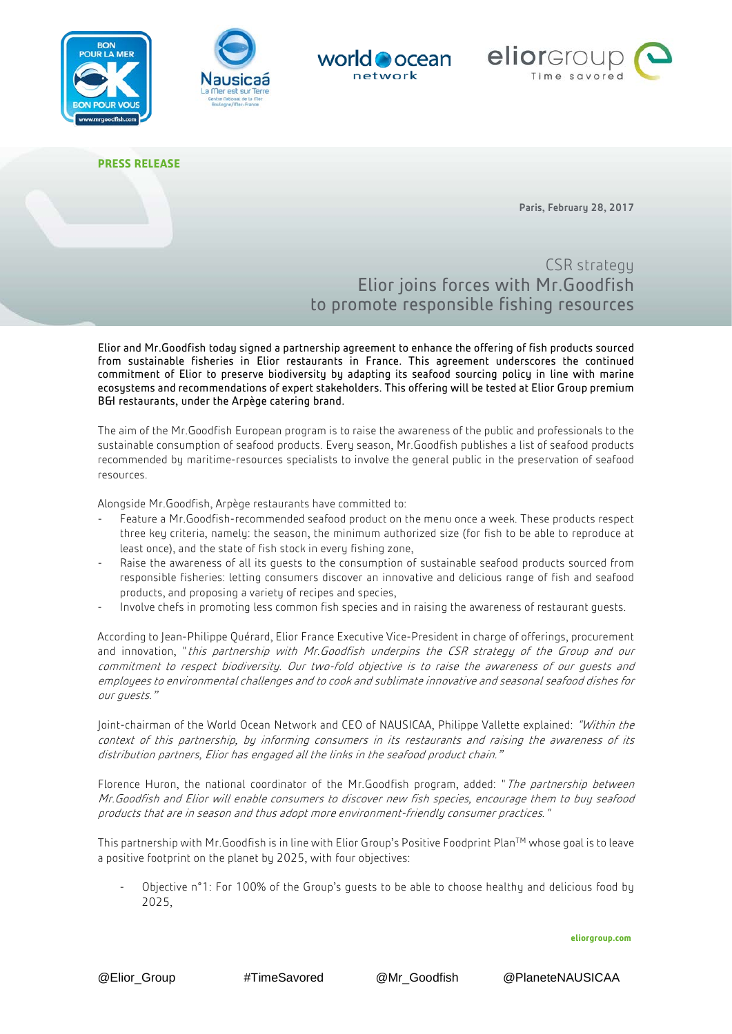**PRESS RELEASE**

**Paris, February 28, 2017**

# CSR strategy
# Elior joins forces with Mr.Goodfish to promote responsible fishing resources

Elior and Mr.Goodfish today signed a partnership agreement to enhance the offering of fish products sourced from sustainable fisheries in Elior restaurants in France. This agreement underscores the continued commitment of Elior to preserve biodiversity by adapting its seafood sourcing policy in line with marine ecosystems and recommendations of expert stakeholders. This offering will be tested at Elior Group premium B&I restaurants, under the Arpège catering brand.

The aim of the Mr.Goodfish European program is to raise the awareness of the public and professionals to the sustainable consumption of seafood products. Every season, Mr.Goodfish publishes a list of seafood products recommended by maritime-resources specialists to involve the general public in the preservation of seafood resources.

Alongside Mr.Goodfish, Arpège restaurants have committed to:

- Feature a Mr.Goodfish-recommended seafood product on the menu once a week. These products respect three key criteria, namely: the season, the minimum authorized size (for fish to be able to reproduce at least once), and the state of fish stock in every fishing zone,
- Raise the awareness of all its guests to the consumption of sustainable seafood products sourced from responsible fisheries: letting consumers discover an innovative and delicious range of fish and seafood products, and proposing a variety of recipes and species,
- Involve chefs in promoting less common fish species and in raising the awareness of restaurant guests.

According to Jean-Philippe Quérard, Elior France Executive Vice-President in charge of offerings, procurement and innovation, "*this partnership with Mr.Goodfish underpins the CSR strategy of the Group and our commitment to respect biodiversity. Our two-fold objective is to raise the awareness of our guests and employees to environmental challenges and to cook and sublimate innovative and seasonal seafood dishes for our guests.*"

Joint-chairman of the World Ocean Network and CEO of NAUSICAA, Philippe Vallette explained: "*Within the context of this partnership, by informing consumers in its restaurants and raising the awareness of its distribution partners, Elior has engaged all the links in the seafood product chain.*"

Florence Huron, the national coordinator of the Mr.Goodfish program, added: "*The partnership between Mr.Goodfish and Elior will enable consumers to discover new fish species, encourage them to buy seafood products that are in season and thus adopt more environment-friendly consumer practices.*"

This partnership with Mr.Goodfish is in line with Elior Group's Positive Foodprint Plan™ whose goal is to leave a positive footprint on the planet by 2025, with four objectives:

- Objective n°1: For 100% of the Group's guests to be able to choose healthy and delicious food by 2025,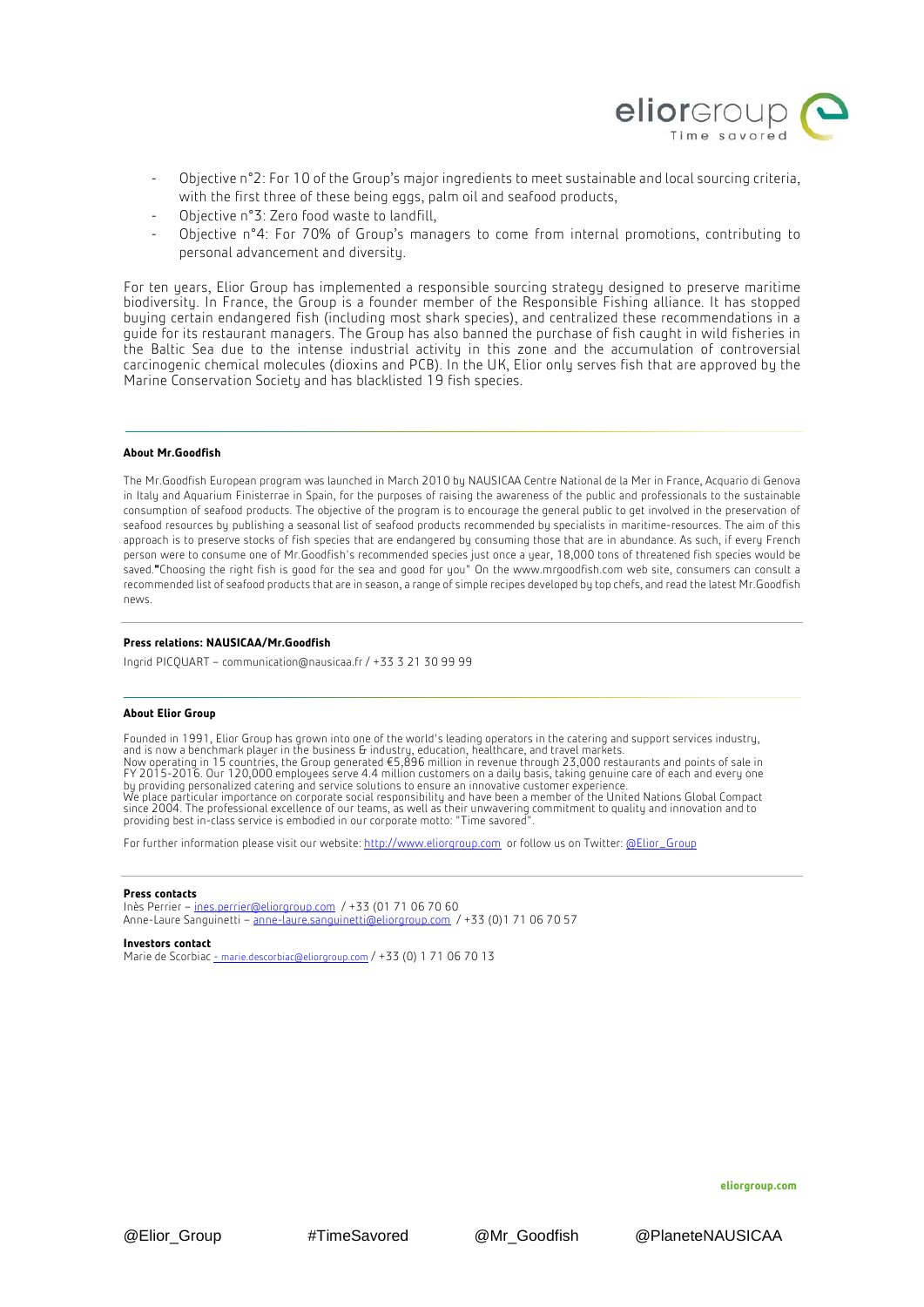- Objective n°2: For 10 of the Group's major ingredients to meet sustainable and local sourcing criteria, with the first three of these being eggs, palm oil and seafood products,
- Objective n°3: Zero food waste to landfill,
- Objective n°4: For 70% of Group's managers to come from internal promotions, contributing to personal advancement and diversity.

For ten years, Elior Group has implemented a responsible sourcing strategy designed to preserve maritime biodiversity. In France, the Group is a founder member of the Responsible Fishing alliance. It has stopped buying certain endangered fish (including most shark species), and centralized these recommendations in a guide for its restaurant managers. The Group has also banned the purchase of fish caught in wild fisheries in the Baltic Sea due to the intense industrial activity in this zone and the accumulation of controversial carcinogenic chemical molecules (dioxins and PCB). In the UK, Elior only serves fish that are approved by the Marine Conservation Society and has blacklisted 19 fish species.

**About Mr.Goodfish**

The Mr.Goodfish European program was launched in March 2010 by NAUSICAA Centre National de la Mer in France, Acquario di Genova in Italy and Aquarium Finisterrae in Spain, for the purposes of raising the awareness of the public and professionals to the sustainable consumption of seafood products. The objective of the program is to encourage the general public to get involved in the preservation of seafood resources by publishing a seasonal list of seafood products recommended by specialists in maritime-resources. The aim of this approach is to preserve stocks of fish species that are endangered by consuming those that are in abundance. As such, if every French person were to consume one of Mr.Goodfish's recommended species just once a year, 18,000 tons of threatened fish species would be saved."Choosing the right fish is good for the sea and good for you" On the www.mrgoodfish.com web site, consumers can consult a recommended list of seafood products that are in season, a range of simple recipes developed by top chefs, and read the latest Mr.Goodfish news.

**Press relations: NAUSICAA/Mr.Goodfish**

Ingrid PICQUART – communication@nausicaa.fr / +33 3 21 30 99 99

**About Elior Group**

Founded in 1991, Elior Group has grown into one of the world's leading operators in the catering and support services industry, and is now a benchmark player in the business & industry, education, healthcare, and travel markets.
Now operating in 15 countries, the Group generated €5,896 million in revenue through 23,000 restaurants and points of sale in FY 2015-2016. Our 120,000 employees serve 4.4 million customers on a daily basis, taking genuine care of each and every one by providing personalized catering and service solutions to ensure an innovative customer experience.
We place particular importance on corporate social responsibility and have been a member of the United Nations Global Compact since 2004. The professional excellence of our teams, as well as their unwavering commitment to quality and innovation and to providing best in-class service is embodied in our corporate motto: "Time savored".

For further information please visit our website: http://www.eliorgroup.com or follow us on Twitter: @Elior_Group

**Press contacts**
Inès Perrier – ines.perrier@eliorgroup.com / +33 (01 71 06 70 60
Anne-Laure Sanguinetti – anne-laure.sanguinetti@eliorgroup.com / +33 (0)1 71 06 70 57

**Investors contact**
Marie de Scorbiac - marie.descorbiac@eliorgroup.com / +33 (0) 1 71 06 70 13

eliorgroup.com

@Elior_Group #TimeSavored @Mr_Goodfish @PlaneteNAUSICAA